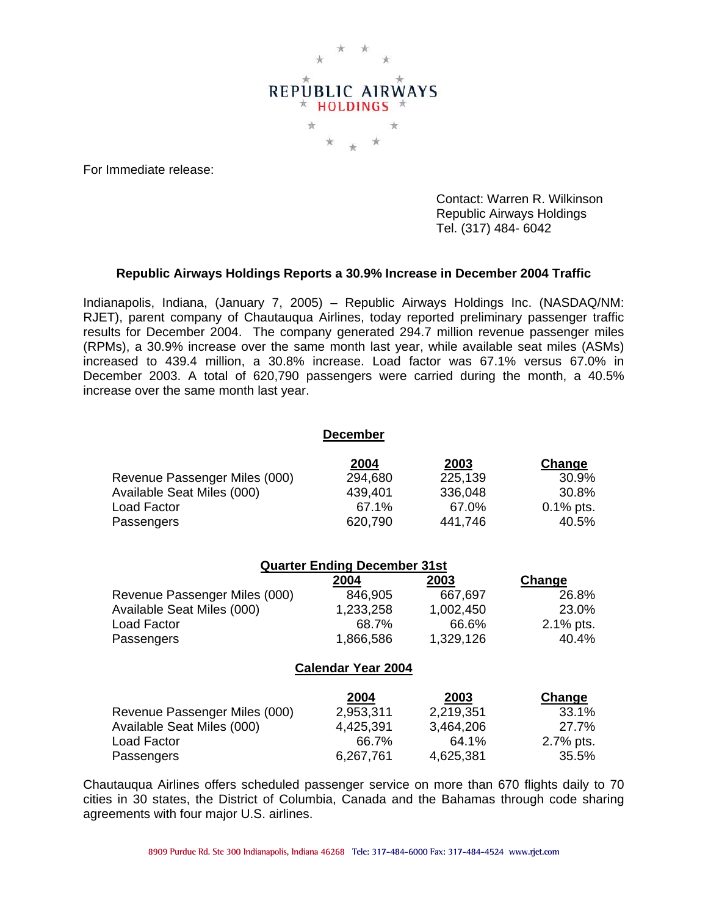REPUBLIC AIRWAYS HOLDINGS

For Immediate release:

Contact: Warren R. Wilkinson
Republic Airways Holdings
Tel. (317) 484- 6042

**Republic Airways Holdings Reports a 30.9% Increase in December 2004 Traffic**

Indianapolis, Indiana, (January 7, 2005) – Republic Airways Holdings Inc. (NASDAQ/NM: RJET), parent company of Chautauqua Airlines, today reported preliminary passenger traffic results for December 2004. The company generated 294.7 million revenue passenger miles (RPMs), a 30.9% increase over the same month last year, while available seat miles (ASMs) increased to 439.4 million, a 30.8% increase. Load factor was 67.1% versus 67.0% in December 2003. A total of 620,790 passengers were carried during the month, a 40.5% increase over the same month last year.

**December**

| | 2004 | 2003 | Change |
|---|---|---|---|
| Revenue Passenger Miles (000) | 294,680 | 225,139 | 30.9% |
| Available Seat Miles (000) | 439,401 | 336,048 | 30.8% |
| Load Factor | 67.1% | 67.0% | 0.1% pts. |
| Passengers | 620,790 | 441,746 | 40.5% |

**Quarter Ending December 31st**

| | 2004 | 2003 | Change |
|---|---|---|---|
| Revenue Passenger Miles (000) | 846,905 | 667,697 | 26.8% |
| Available Seat Miles (000) | 1,233,258 | 1,002,450 | 23.0% |
| Load Factor | 68.7% | 66.6% | 2.1% pts. |
| Passengers | 1,866,586 | 1,329,126 | 40.4% |

**Calendar Year 2004**

| | 2004 | 2003 | Change |
|---|---|---|---|
| Revenue Passenger Miles (000) | 2,953,311 | 2,219,351 | 33.1% |
| Available Seat Miles (000) | 4,425,391 | 3,464,206 | 27.7% |
| Load Factor | 66.7% | 64.1% | 2.7% pts. |
| Passengers | 6,267,761 | 4,625,381 | 35.5% |

Chautauqua Airlines offers scheduled passenger service on more than 670 flights daily to 70 cities in 30 states, the District of Columbia, Canada and the Bahamas through code sharing agreements with four major U.S. airlines.

8909 Purdue Rd. Ste 300 Indianapolis, Indiana 46268 Tele: 317-484-6000 Fax: 317-484-4524 www.rjet.com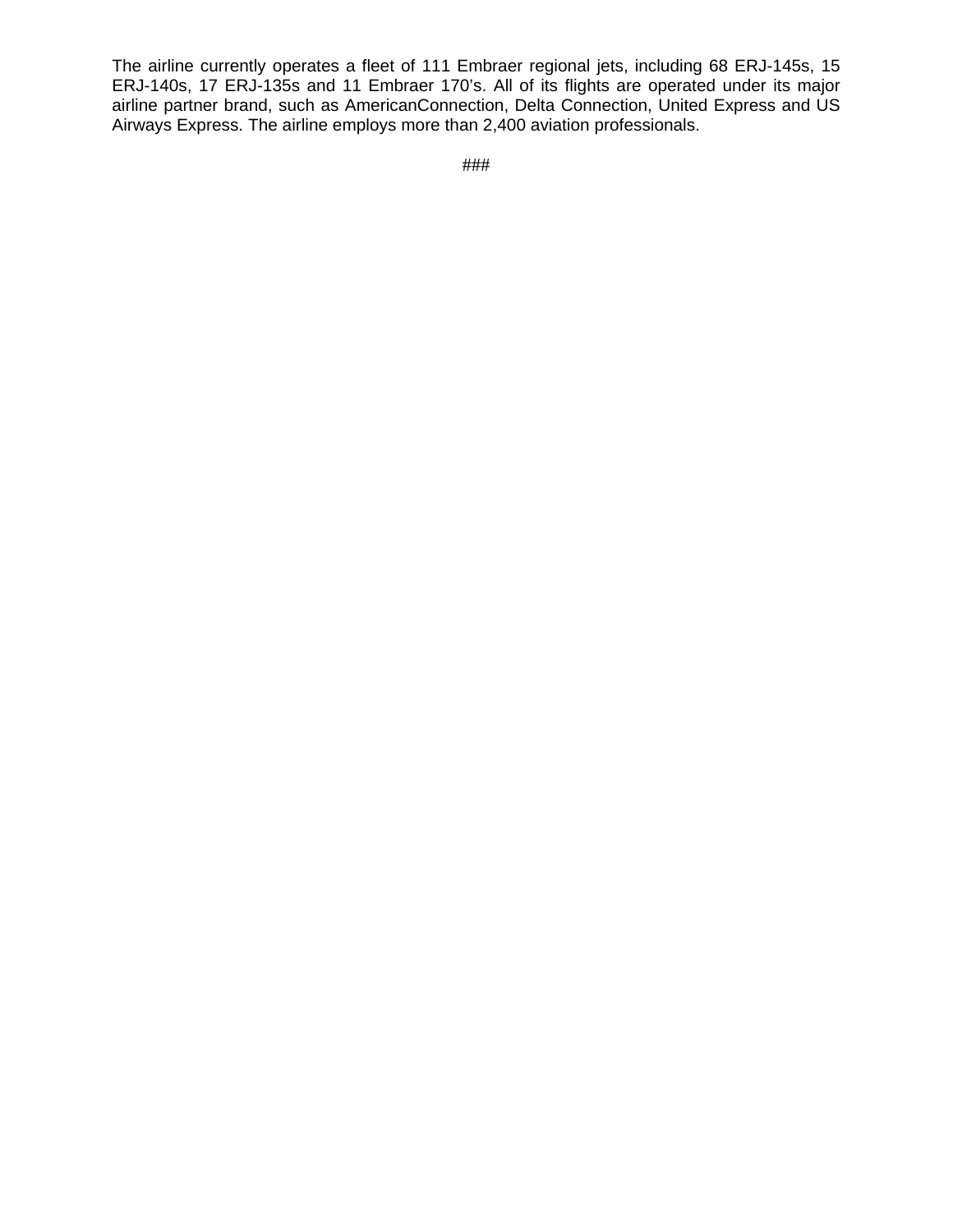The airline currently operates a fleet of 111 Embraer regional jets, including 68 ERJ-145s, 15 ERJ-140s, 17 ERJ-135s and 11 Embraer 170's. All of its flights are operated under its major airline partner brand, such as AmericanConnection, Delta Connection, United Express and US Airways Express. The airline employs more than 2,400 aviation professionals.

###